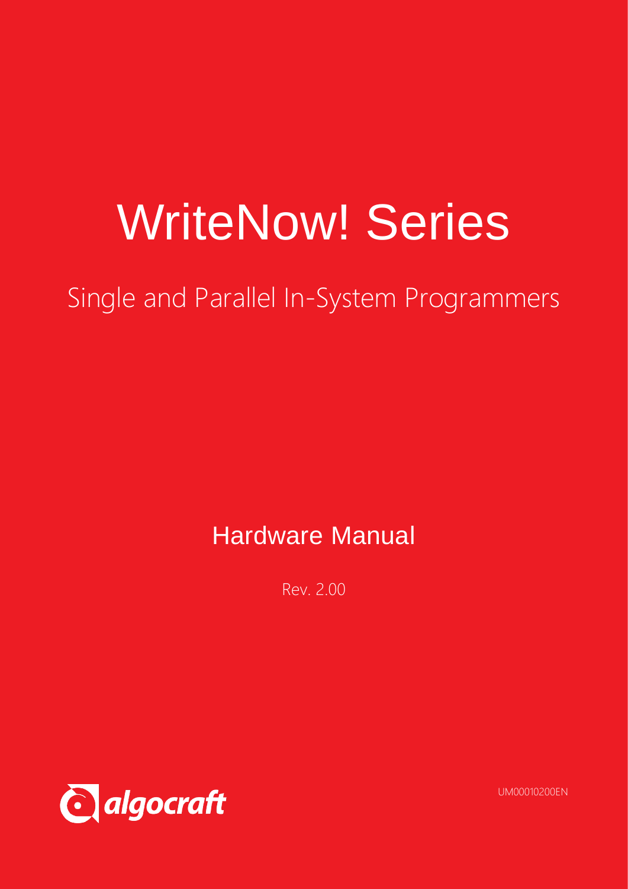# WriteNow! Series

## Single and Parallel In-System Programmers

### Hardware Manual

Rev. 2.00

algocraft

UM00010200EN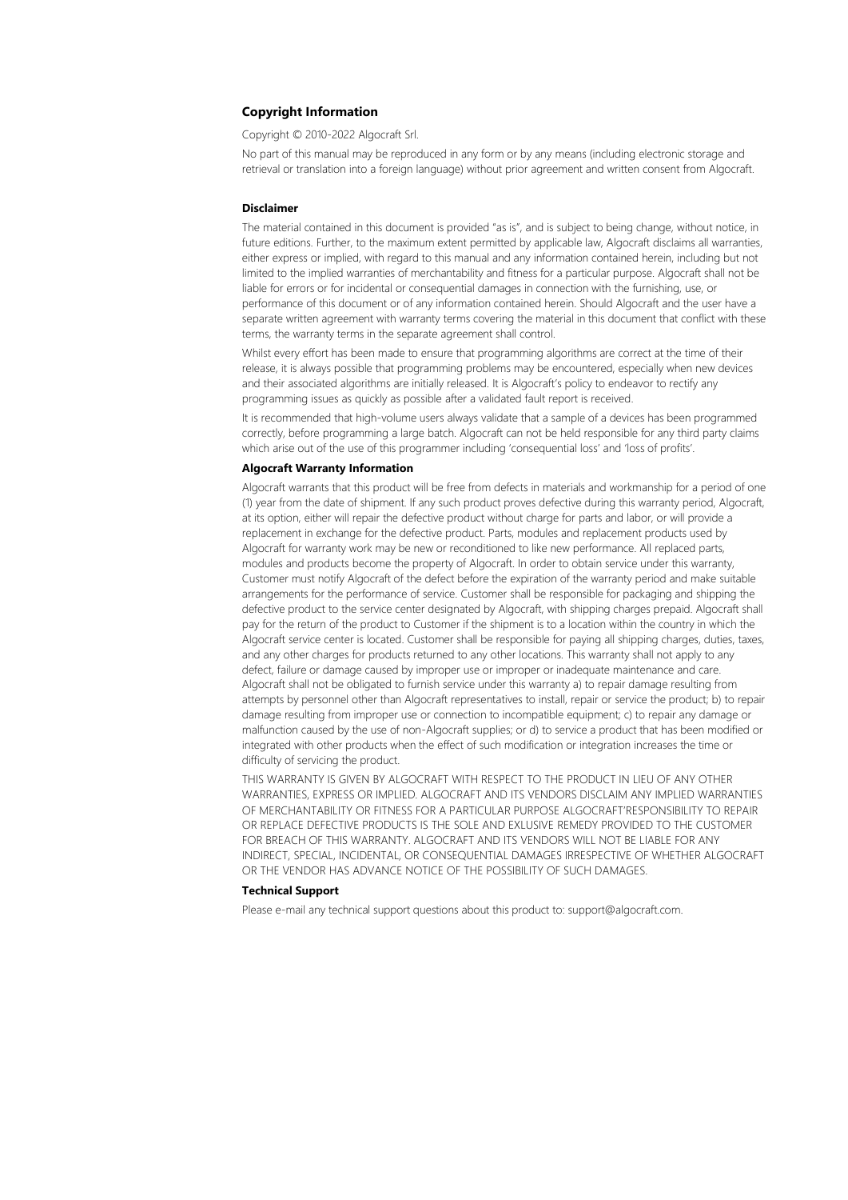## Copyright Information

Copyright © 2010-2022 Algocraft Srl.

No part of this manual may be reproduced in any form or by any means (including electronic storage and retrieval or translation into a foreign language) without prior agreement and written consent from Algocraft.

### Disclaimer

The material contained in this document is provided "as is", and is subject to being change, without notice, in future editions. Further, to the maximum extent permitted by applicable law, Algocraft disclaims all warranties, either express or implied, with regard to this manual and any information contained herein, including but not limited to the implied warranties of merchantability and fitness for a particular purpose. Algocraft shall not be liable for errors or for incidental or consequential damages in connection with the furnishing, use, or performance of this document or of any information contained herein. Should Algocraft and the user have a separate written agreement with warranty terms covering the material in this document that conflict with these terms, the warranty terms in the separate agreement shall control.

Whilst every effort has been made to ensure that programming algorithms are correct at the time of their release, it is always possible that programming problems may be encountered, especially when new devices and their associated algorithms are initially released. It is Algocraft's policy to endeavor to rectify any programming issues as quickly as possible after a validated fault report is received.

It is recommended that high-volume users always validate that a sample of a devices has been programmed correctly, before programming a large batch. Algocraft can not be held responsible for any third party claims which arise out of the use of this programmer including 'consequential loss' and 'loss of profits'.

### Algocraft Warranty Information

Algocraft warrants that this product will be free from defects in materials and workmanship for a period of one (1) year from the date of shipment. If any such product proves defective during this warranty period, Algocraft, at its option, either will repair the defective product without charge for parts and labor, or will provide a replacement in exchange for the defective product. Parts, modules and replacement products used by Algocraft for warranty work may be new or reconditioned to like new performance. All replaced parts, modules and products become the property of Algocraft. In order to obtain service under this warranty, Customer must notify Algocraft of the defect before the expiration of the warranty period and make suitable arrangements for the performance of service. Customer shall be responsible for packaging and shipping the defective product to the service center designated by Algocraft, with shipping charges prepaid. Algocraft shall pay for the return of the product to Customer if the shipment is to a location within the country in which the Algocraft service center is located. Customer shall be responsible for paying all shipping charges, duties, taxes, and any other charges for products returned to any other locations. This warranty shall not apply to any defect, failure or damage caused by improper use or improper or inadequate maintenance and care. Algocraft shall not be obligated to furnish service under this warranty a) to repair damage resulting from attempts by personnel other than Algocraft representatives to install, repair or service the product; b) to repair damage resulting from improper use or connection to incompatible equipment; c) to repair any damage or malfunction caused by the use of non-Algocraft supplies; or d) to service a product that has been modified or integrated with other products when the effect of such modification or integration increases the time or difficulty of servicing the product.

THIS WARRANTY IS GIVEN BY ALGOCRAFT WITH RESPECT TO THE PRODUCT IN LIEU OF ANY OTHER WARRANTIES, EXPRESS OR IMPLIED. ALGOCRAFT AND ITS VENDORS DISCLAIM ANY IMPLIED WARRANTIES OF MERCHANTABILITY OR FITNESS FOR A PARTICULAR PURPOSE ALGOCRAFT'RESPONSIBILITY TO REPAIR OR REPLACE DEFECTIVE PRODUCTS IS THE SOLE AND EXLUSIVE REMEDY PROVIDED TO THE CUSTOMER FOR BREACH OF THIS WARRANTY. ALGOCRAFT AND ITS VENDORS WILL NOT BE LIABLE FOR ANY INDIRECT, SPECIAL, INCIDENTAL, OR CONSEQUENTIAL DAMAGES IRRESPECTIVE OF WHETHER ALGOCRAFT OR THE VENDOR HAS ADVANCE NOTICE OF THE POSSIBILITY OF SUCH DAMAGES.

### Technical Support

Please e-mail any technical support questions about this product to: support@algocraft.com.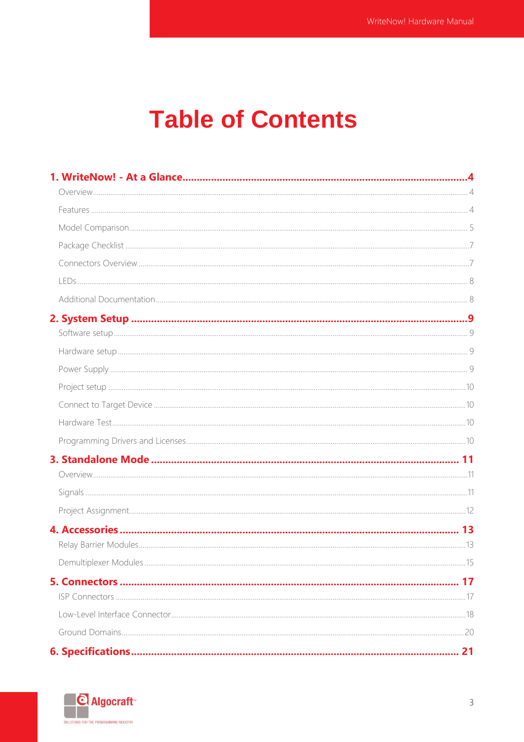# Table of Contents

**1. WriteNow! - At a Glance** .................... **4**

- Overview .................... 4
- Features .................... 4
- Model Comparison .................... 5
- Package Checklist .................... 7
- Connectors Overview .................... 7
- LEDs .................... 8
- Additional Documentation .................... 8

**2. System Setup** .................... **9**

- Software setup .................... 9
- Hardware setup .................... 9
- Power Supply .................... 9
- Project setup .................... 10
- Connect to Target Device .................... 10
- Hardware Test .................... 10
- Programming Drivers and Licenses .................... 10

**3. Standalone Mode** .................... **11**

- Overview .................... 11
- Signals .................... 11
- Project Assignment .................... 12

**4. Accessories** .................... **13**

- Relay Barrier Modules .................... 13
- Demultiplexer Modules .................... 15

**5. Connectors** .................... **17**

- ISP Connectors .................... 17
- Low-Level Interface Connector .................... 18
- Ground Domains .................... 20

**6. Specifications** .................... **21**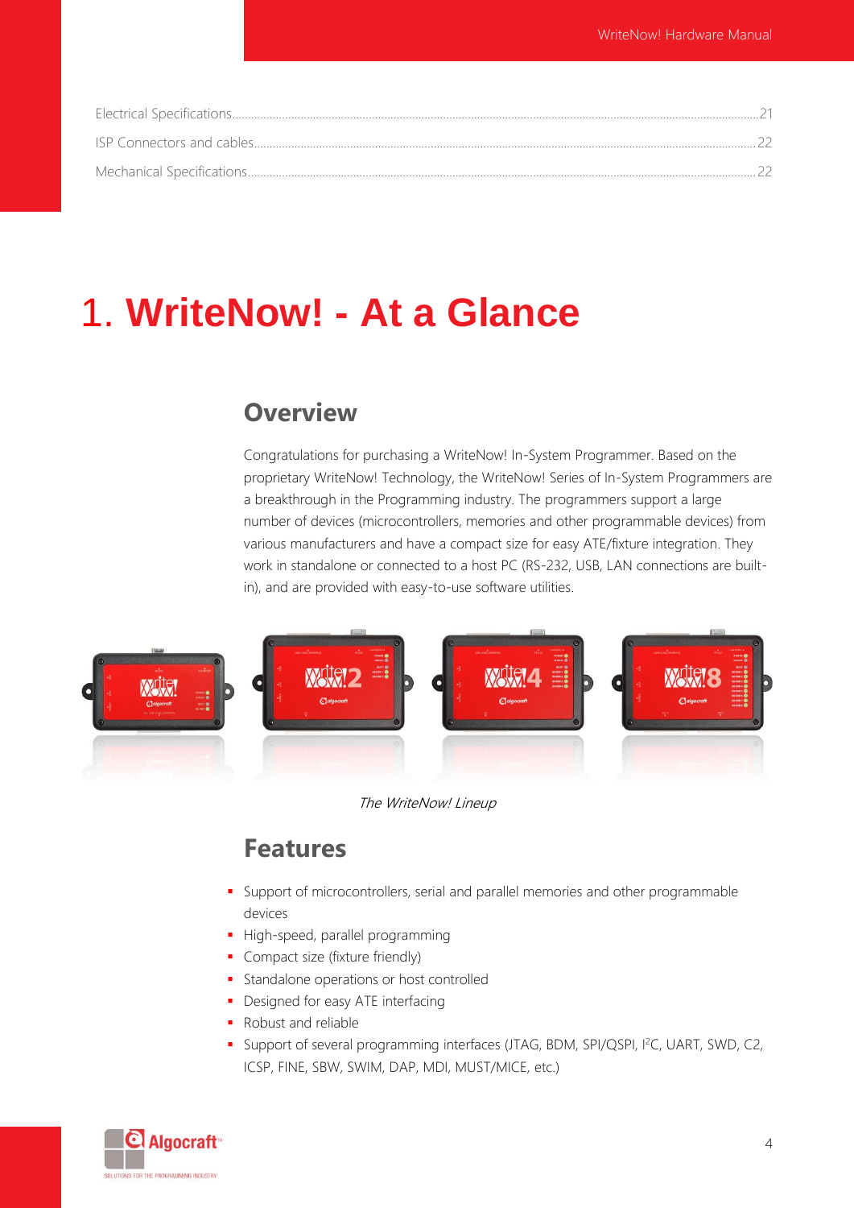Electrical Specifications......21

ISP Connectors and cables......22

Mechanical Specifications......22

# 1. WriteNow! - At a Glance

## Overview

Congratulations for purchasing a WriteNow! In-System Programmer. Based on the proprietary WriteNow! Technology, the WriteNow! Series of In-System Programmers are a breakthrough in the Programming industry. The programmers support a large number of devices (microcontrollers, memories and other programmable devices) from various manufacturers and have a compact size for easy ATE/fixture integration. They work in standalone or connected to a host PC (RS-232, USB, LAN connections are built-in), and are provided with easy-to-use software utilities.

*The WriteNow! Lineup*

## Features

- Support of microcontrollers, serial and parallel memories and other programmable devices
- High-speed, parallel programming
- Compact size (fixture friendly)
- Standalone operations or host controlled
- Designed for easy ATE interfacing
- Robust and reliable
- Support of several programming interfaces (JTAG, BDM, SPI/QSPI, I$^2$C, UART, SWD, C2, ICSP, FINE, SBW, SWIM, DAP, MDI, MUST/MICE, etc.)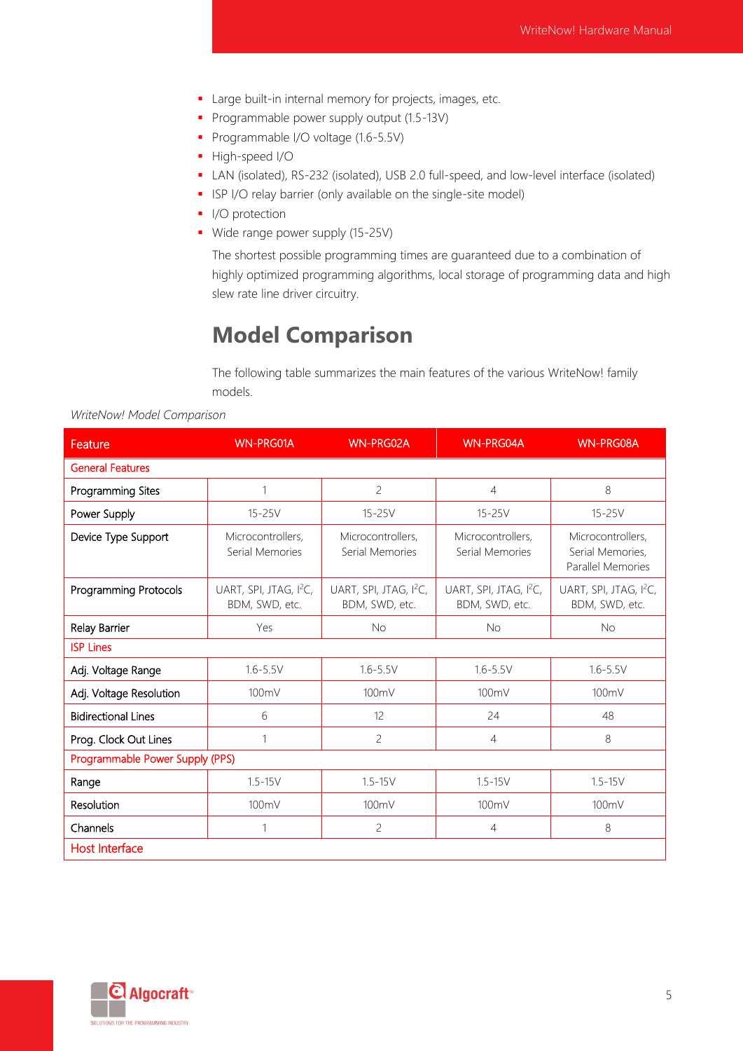- Large built-in internal memory for projects, images, etc.
- Programmable power supply output (1.5-13V)
- Programmable I/O voltage (1.6-5.5V)
- High-speed I/O
- LAN (isolated), RS-232 (isolated), USB 2.0 full-speed, and low-level interface (isolated)
- ISP I/O relay barrier (only available on the single-site model)
- I/O protection
- Wide range power supply (15-25V)

The shortest possible programming times are guaranteed due to a combination of highly optimized programming algorithms, local storage of programming data and high slew rate line driver circuitry.

# Model Comparison

The following table summarizes the main features of the various WriteNow! family models.

*WriteNow! Model Comparison*

| Feature | WN-PRG01A | WN-PRG02A | WN-PRG04A | WN-PRG08A |
|---|---|---|---|---|
| General Features | | | | |
| Programming Sites | 1 | 2 | 4 | 8 |
| Power Supply | 15-25V | 15-25V | 15-25V | 15-25V |
| Device Type Support | Microcontrollers, Serial Memories | Microcontrollers, Serial Memories | Microcontrollers, Serial Memories | Microcontrollers, Serial Memories, Parallel Memories |
| Programming Protocols | UART, SPI, JTAG, I²C, BDM, SWD, etc. | UART, SPI, JTAG, I²C, BDM, SWD, etc. | UART, SPI, JTAG, I²C, BDM, SWD, etc. | UART, SPI, JTAG, I²C, BDM, SWD, etc. |
| Relay Barrier | Yes | No | No | No |
| ISP Lines | | | | |
| Adj. Voltage Range | 1.6-5.5V | 1.6-5.5V | 1.6-5.5V | 1.6-5.5V |
| Adj. Voltage Resolution | 100mV | 100mV | 100mV | 100mV |
| Bidirectional Lines | 6 | 12 | 24 | 48 |
| Prog. Clock Out Lines | 1 | 2 | 4 | 8 |
| Programmable Power Supply (PPS) | | | | |
| Range | 1.5-15V | 1.5-15V | 1.5-15V | 1.5-15V |
| Resolution | 100mV | 100mV | 100mV | 100mV |
| Channels | 1 | 2 | 4 | 8 |
| Host Interface | | | | |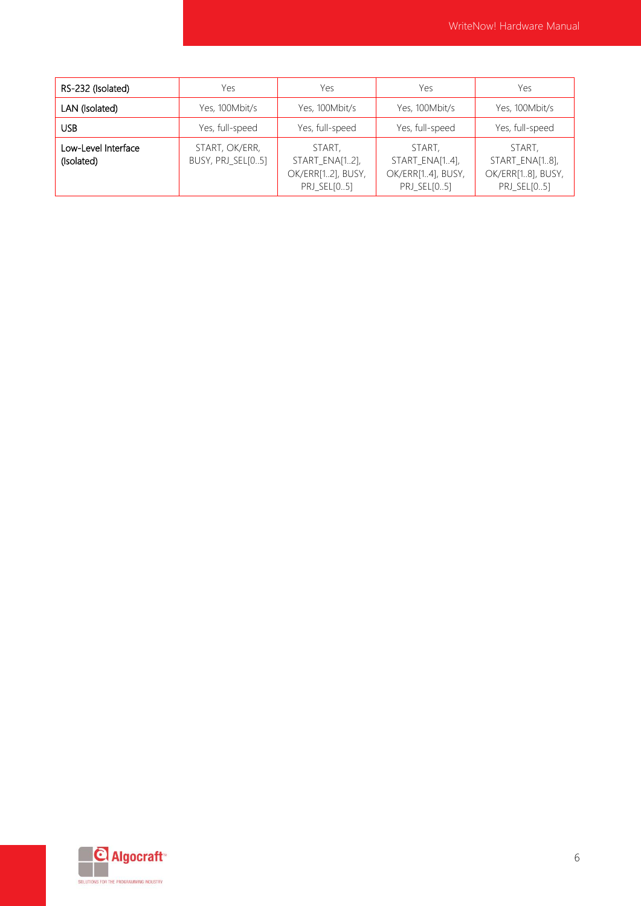| | | | | |
|---|---|---|---|---|
| RS-232 (Isolated) | Yes | Yes | Yes | Yes |
| LAN (Isolated) | Yes, 100Mbit/s | Yes, 100Mbit/s | Yes, 100Mbit/s | Yes, 100Mbit/s |
| USB | Yes, full-speed | Yes, full-speed | Yes, full-speed | Yes, full-speed |
| Low-Level Interface (Isolated) | START, OK/ERR, BUSY, PRJ_SEL[0..5] | START, START_ENA[1..2], OK/ERR[1..2], BUSY, PRJ_SEL[0..5] | START, START_ENA[1..4], OK/ERR[1..4], BUSY, PRJ_SEL[0..5] | START, START_ENA[1..8], OK/ERR[1..8], BUSY, PRJ_SEL[0..5] |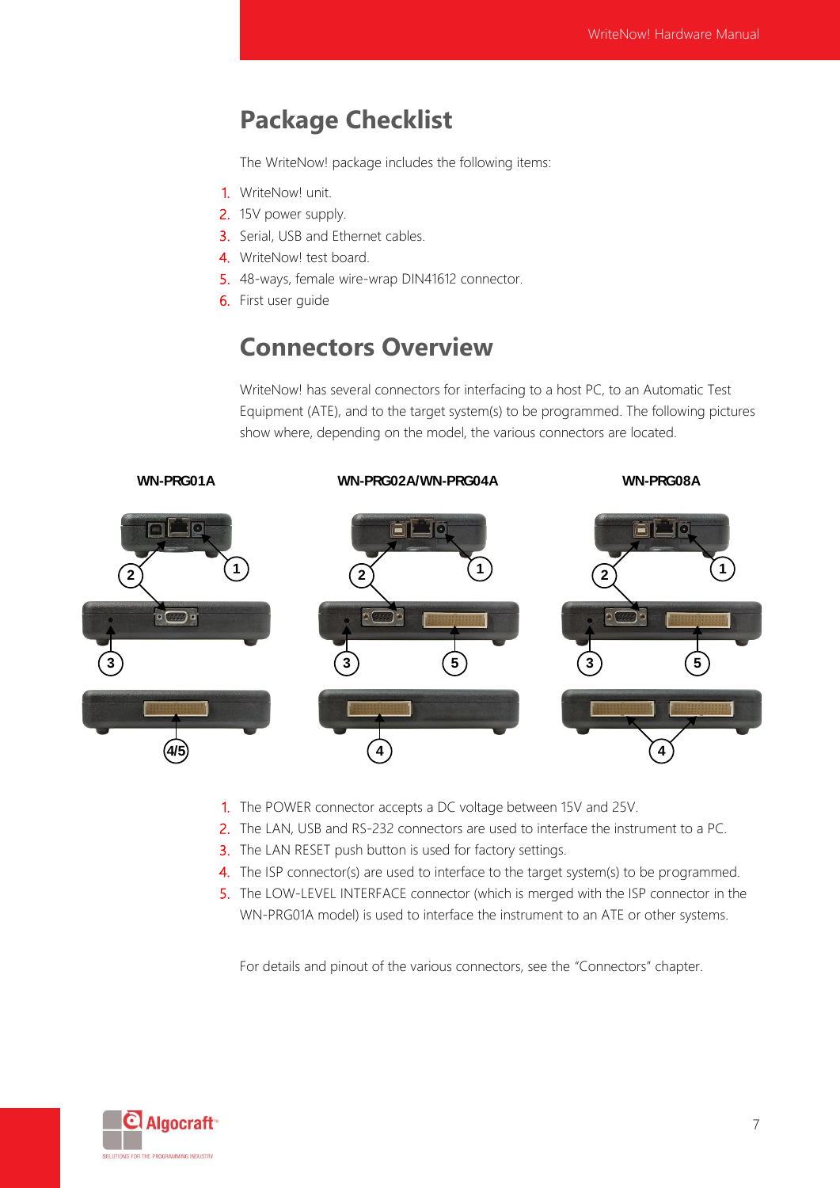## Package Checklist

The WriteNow! package includes the following items:

1. WriteNow! unit.
2. 15V power supply.
3. Serial, USB and Ethernet cables.
4. WriteNow! test board.
5. 48-ways, female wire-wrap DIN41612 connector.
6. First user guide

## Connectors Overview

WriteNow! has several connectors for interfacing to a host PC, to an Automatic Test Equipment (ATE), and to the target system(s) to be programmed. The following pictures show where, depending on the model, the various connectors are located.

WN-PRG01A

WN-PRG02A/WN-PRG04A

WN-PRG08A

1. The POWER connector accepts a DC voltage between 15V and 25V.
2. The LAN, USB and RS-232 connectors are used to interface the instrument to a PC.
3. The LAN RESET push button is used for factory settings.
4. The ISP connector(s) are used to interface to the target system(s) to be programmed.
5. The LOW-LEVEL INTERFACE connector (which is merged with the ISP connector in the WN-PRG01A model) is used to interface the instrument to an ATE or other systems.

For details and pinout of the various connectors, see the "Connectors" chapter.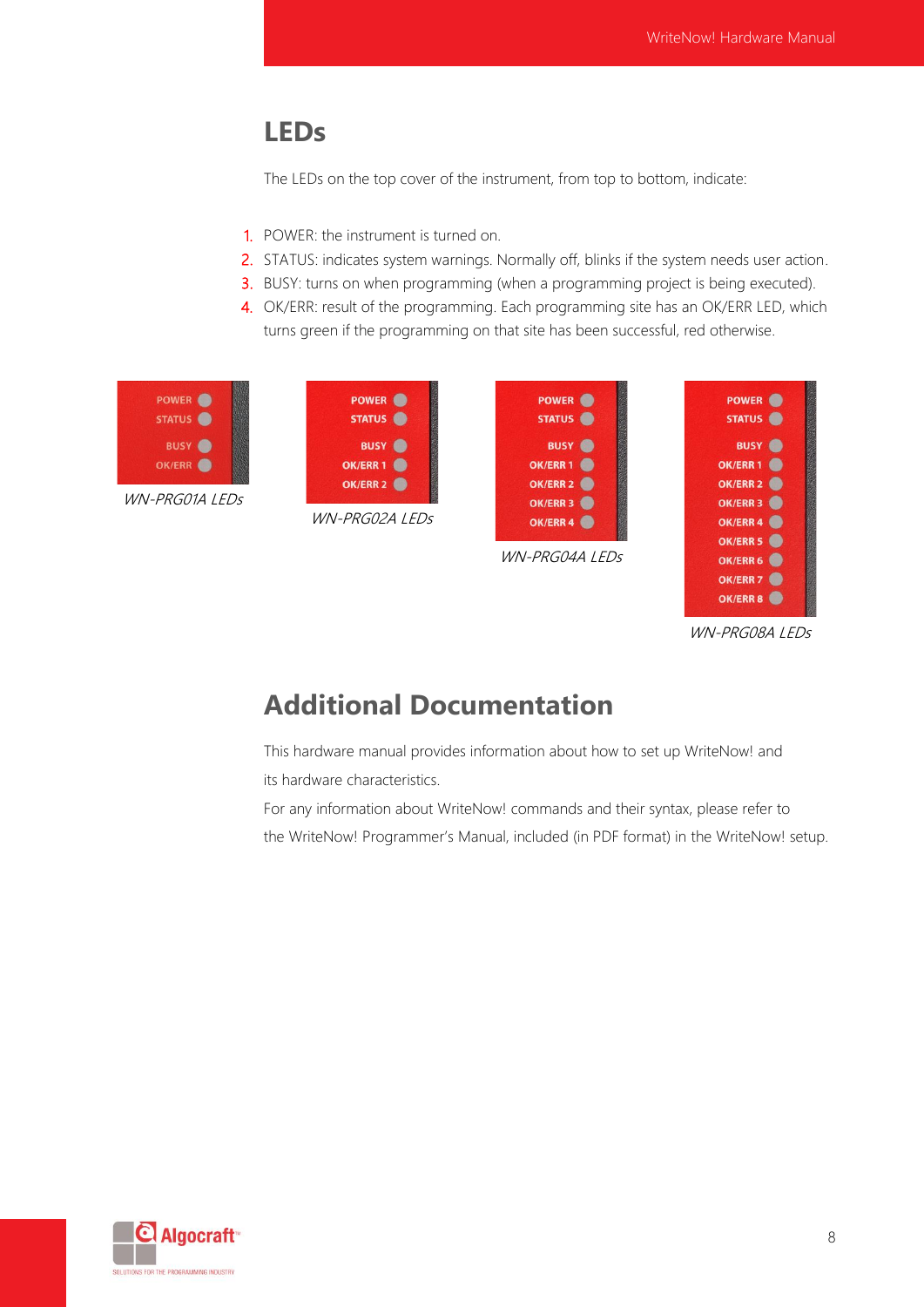## LEDs

The LEDs on the top cover of the instrument, from top to bottom, indicate:

1. POWER: the instrument is turned on.
2. STATUS: indicates system warnings. Normally off, blinks if the system needs user action.
3. BUSY: turns on when programming (when a programming project is being executed).
4. OK/ERR: result of the programming. Each programming site has an OK/ERR LED, which turns green if the programming on that site has been successful, red otherwise.

POWER
STATUS
BUSY
OK/ERR

*WN-PRG01A LEDs*

POWER
STATUS
BUSY
OK/ERR 1
OK/ERR 2

*WN-PRG02A LEDs*

POWER
STATUS
BUSY
OK/ERR 1
OK/ERR 2
OK/ERR 3
OK/ERR 4

*WN-PRG04A LEDs*

POWER
STATUS
BUSY
OK/ERR 1
OK/ERR 2
OK/ERR 3
OK/ERR 4
OK/ERR 5
OK/ERR 6
OK/ERR 7
OK/ERR 8

*WN-PRG08A LEDs*

## Additional Documentation

This hardware manual provides information about how to set up WriteNow! and its hardware characteristics.

For any information about WriteNow! commands and their syntax, please refer to the WriteNow! Programmer's Manual, included (in PDF format) in the WriteNow! setup.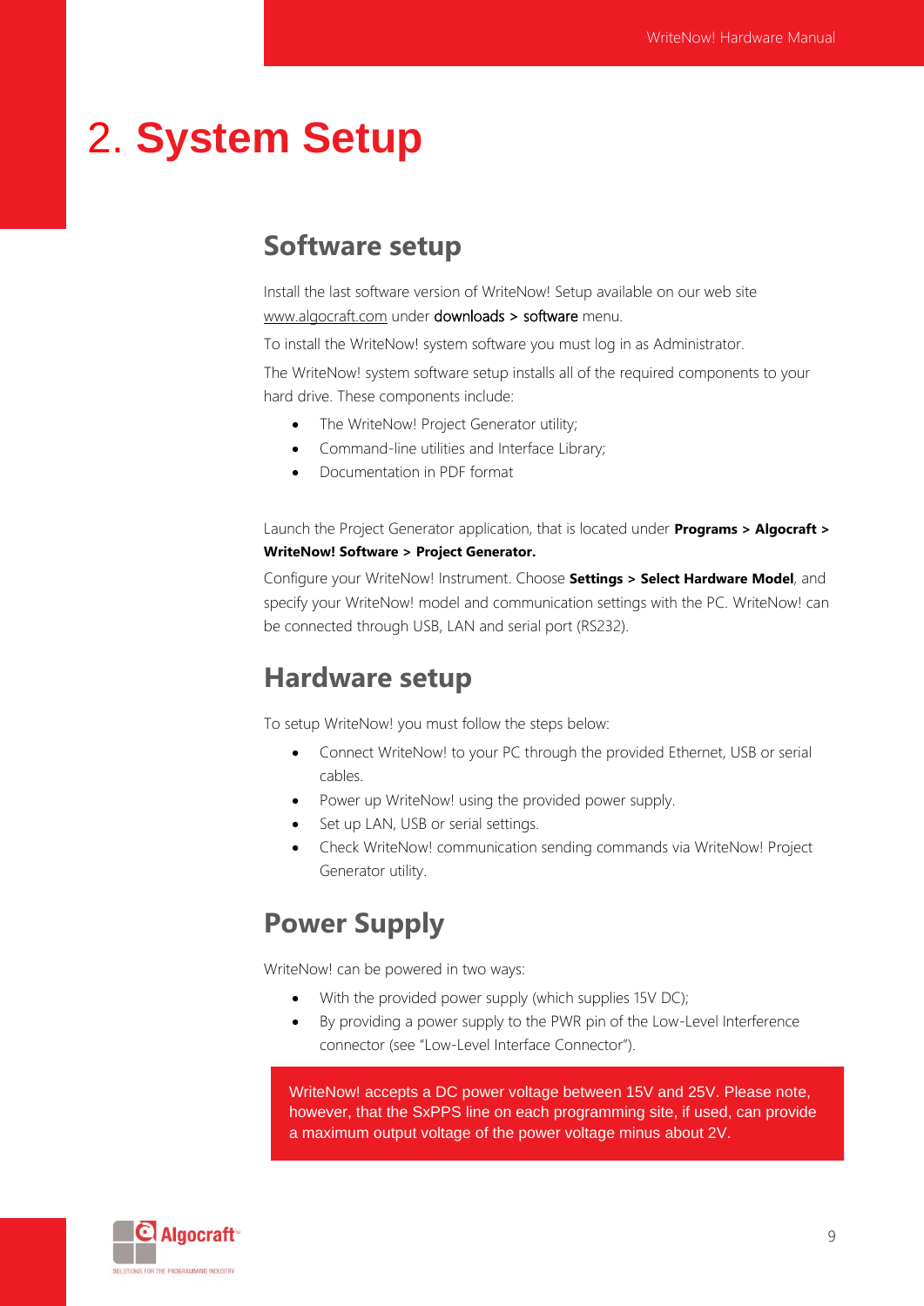# 2. System Setup

## Software setup

Install the last software version of WriteNow! Setup available on our web site www.algocraft.com under downloads > software menu.

To install the WriteNow! system software you must log in as Administrator.

The WriteNow! system software setup installs all of the required components to your hard drive. These components include:

- The WriteNow! Project Generator utility;
- Command-line utilities and Interface Library;
- Documentation in PDF format

Launch the Project Generator application, that is located under **Programs > Algocraft > WriteNow! Software > Project Generator.**

Configure your WriteNow! Instrument. Choose **Settings > Select Hardware Model**, and specify your WriteNow! model and communication settings with the PC. WriteNow! can be connected through USB, LAN and serial port (RS232).

## Hardware setup

To setup WriteNow! you must follow the steps below:

- Connect WriteNow! to your PC through the provided Ethernet, USB or serial cables.
- Power up WriteNow! using the provided power supply.
- Set up LAN, USB or serial settings.
- Check WriteNow! communication sending commands via WriteNow! Project Generator utility.

## Power Supply

WriteNow! can be powered in two ways:

- With the provided power supply (which supplies 15V DC);
- By providing a power supply to the PWR pin of the Low-Level Interference connector (see "Low-Level Interface Connector").

WriteNow! accepts a DC power voltage between 15V and 25V. Please note, however, that the SxPPS line on each programming site, if used, can provide a maximum output voltage of the power voltage minus about 2V.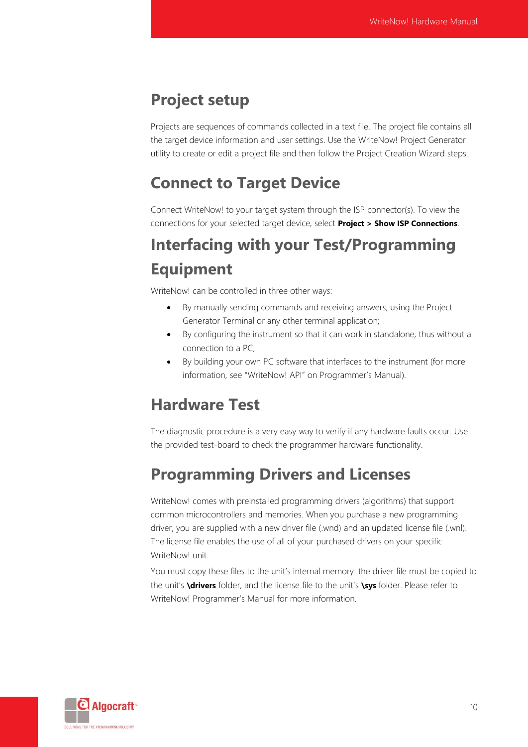# Project setup

Projects are sequences of commands collected in a text file. The project file contains all the target device information and user settings. Use the WriteNow! Project Generator utility to create or edit a project file and then follow the Project Creation Wizard steps.

# Connect to Target Device

Connect WriteNow! to your target system through the ISP connector(s). To view the connections for your selected target device, select **Project > Show ISP Connections**.

# Interfacing with your Test/Programming Equipment

WriteNow! can be controlled in three other ways:

- By manually sending commands and receiving answers, using the Project Generator Terminal or any other terminal application;
- By configuring the instrument so that it can work in standalone, thus without a connection to a PC;
- By building your own PC software that interfaces to the instrument (for more information, see "WriteNow! API" on Programmer's Manual).

# Hardware Test

The diagnostic procedure is a very easy way to verify if any hardware faults occur. Use the provided test-board to check the programmer hardware functionality.

# Programming Drivers and Licenses

WriteNow! comes with preinstalled programming drivers (algorithms) that support common microcontrollers and memories. When you purchase a new programming driver, you are supplied with a new driver file (.wnd) and an updated license file (.wnl). The license file enables the use of all of your purchased drivers on your specific WriteNow! unit.

You must copy these files to the unit's internal memory: the driver file must be copied to the unit's **\drivers** folder, and the license file to the unit's **\sys** folder. Please refer to WriteNow! Programmer's Manual for more information.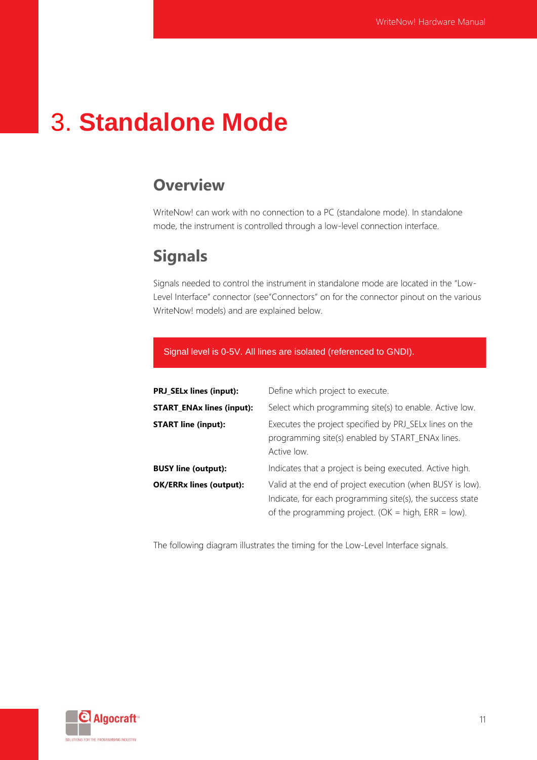# 3. Standalone Mode

## Overview

WriteNow! can work with no connection to a PC (standalone mode). In standalone mode, the instrument is controlled through a low-level connection interface.

## Signals

Signals needed to control the instrument in standalone mode are located in the “Low-Level Interface” connector (see”Connectors” on for the connector pinout on the various WriteNow! models) and are explained below.

> Signal level is 0-5V. All lines are isolated (referenced to GNDI).

| | |
|---|---|
| **PRJ_SELx lines (input):** | Define which project to execute. |
| **START_ENAx lines (input):** | Select which programming site(s) to enable. Active low. |
| **START line (input):** | Executes the project specified by PRJ_SELx lines on the programming site(s) enabled by START_ENAx lines. Active low. |
| **BUSY line (output):** | Indicates that a project is being executed. Active high. |
| **OK/ERRx lines (output):** | Valid at the end of project execution (when BUSY is low). Indicate, for each programming site(s), the success state of the programming project. (OK = high, ERR = low). |

The following diagram illustrates the timing for the Low-Level Interface signals.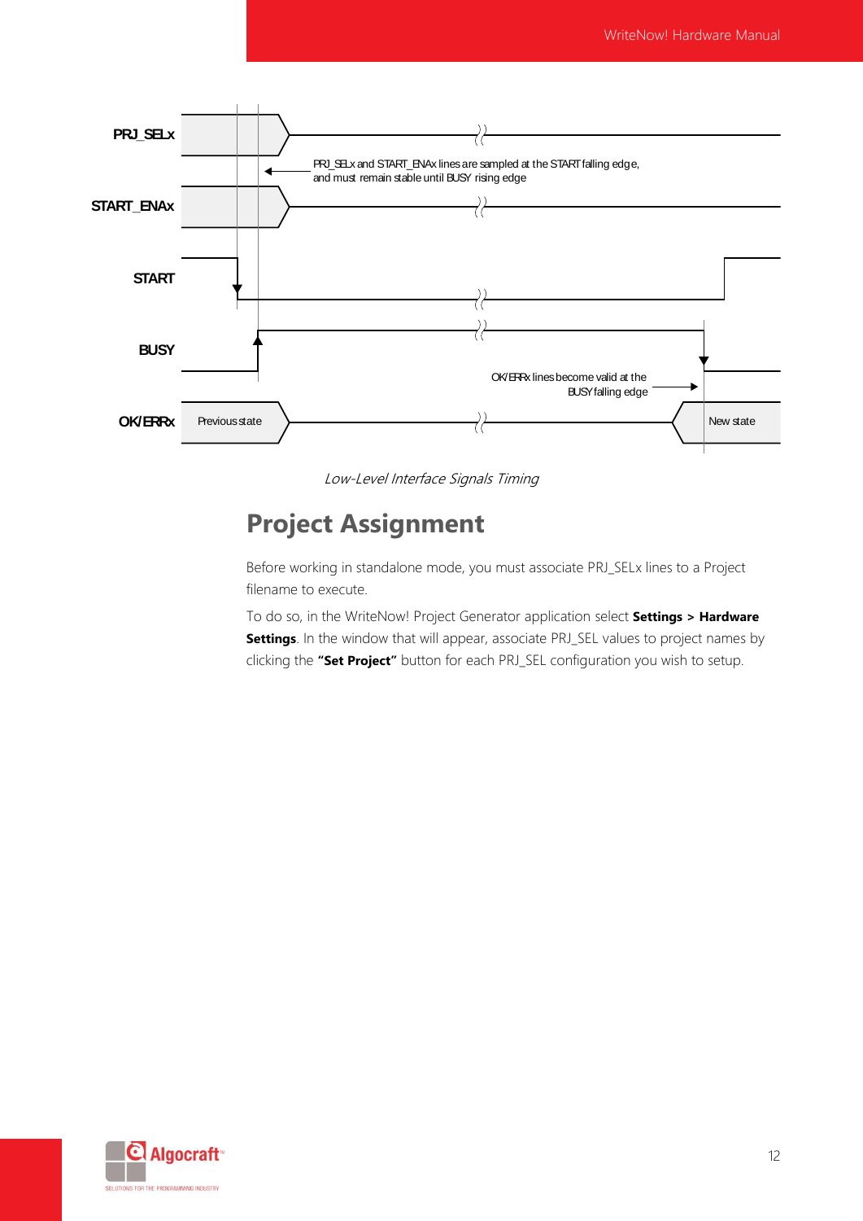PRJ_SELx

PRJ_SELx and START_ENAx lines are sampled at the START falling edge, and must remain stable until BUSY rising edge

START_ENAx

START

BUSY

OK/ERRx lines become valid at the BUSY falling edge

OK/ERRx

Previous state

New state

*Low-Level Interface Signals Timing*

## Project Assignment

Before working in standalone mode, you must associate PRJ_SELx lines to a Project filename to execute.

To do so, in the WriteNow! Project Generator application select **Settings > Hardware Settings**. In the window that will appear, associate PRJ_SEL values to project names by clicking the **"Set Project"** button for each PRJ_SEL configuration you wish to setup.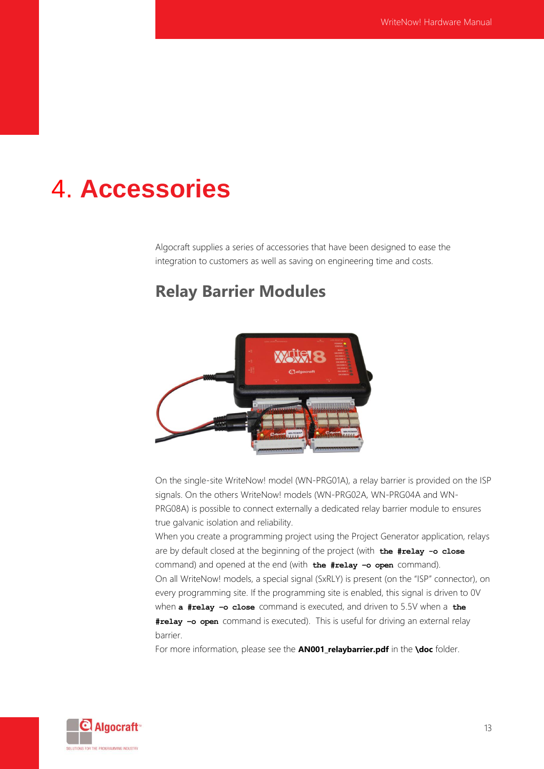# 4. Accessories

Algocraft supplies a series of accessories that have been designed to ease the integration to customers as well as saving on engineering time and costs.

## Relay Barrier Modules

On the single-site WriteNow! model (WN-PRG01A), a relay barrier is provided on the ISP signals. On the others WriteNow! models (WN-PRG02A, WN-PRG04A and WN-PRG08A) is possible to connect externally a dedicated relay barrier module to ensures true galvanic isolation and reliability.

When you create a programming project using the Project Generator application, relays are by default closed at the beginning of the project (with **`the #relay –o close`** command) and opened at the end (with **`the #relay –o open`** command).

On all WriteNow! models, a special signal (SxRLY) is present (on the "ISP" connector), on every programming site. If the programming site is enabled, this signal is driven to 0V when **`a #relay –o close`** command is executed, and driven to 5.5V when a **`the #relay –o open`** command is executed). This is useful for driving an external relay barrier.

For more information, please see the **AN001_relaybarrier.pdf** in the **\doc** folder.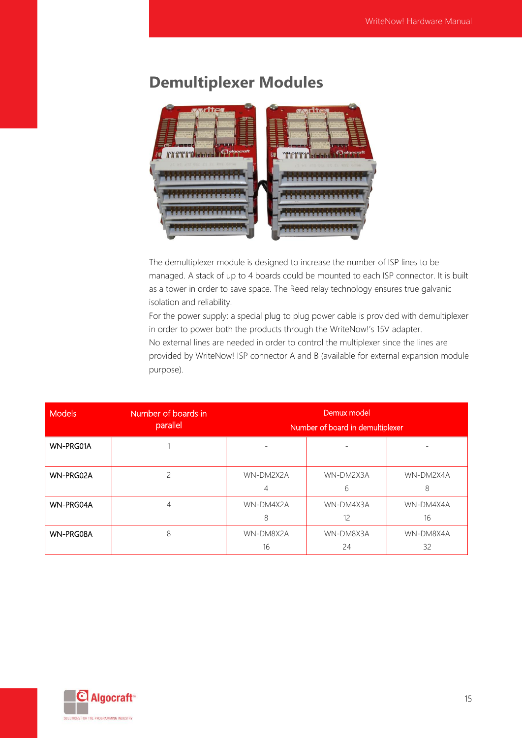# Demultiplexer Modules

The demultiplexer module is designed to increase the number of ISP lines to be managed. A stack of up to 4 boards could be mounted to each ISP connector. It is built as a tower in order to save space. The Reed relay technology ensures true galvanic isolation and reliability.
For the power supply: a special plug to plug power cable is provided with demultiplexer in order to power both the products through the WriteNow!'s 15V adapter.
No external lines are needed in order to control the multiplexer since the lines are provided by WriteNow! ISP connector A and B (available for external expansion module purpose).

| Models | Number of boards in parallel | Demux model<br>Number of board in demultiplexer | | |
|---|---|---|---|---|
| WN-PRG01A | 1 | - | - | - |
| WN-PRG02A | 2 | WN-DM2X2A<br>4 | WN-DM2X3A<br>6 | WN-DM2X4A<br>8 |
| WN-PRG04A | 4 | WN-DM4X2A<br>8 | WN-DM4X3A<br>12 | WN-DM4X4A<br>16 |
| WN-PRG08A | 8 | WN-DM8X2A<br>16 | WN-DM8X3A<br>24 | WN-DM8X4A<br>32 |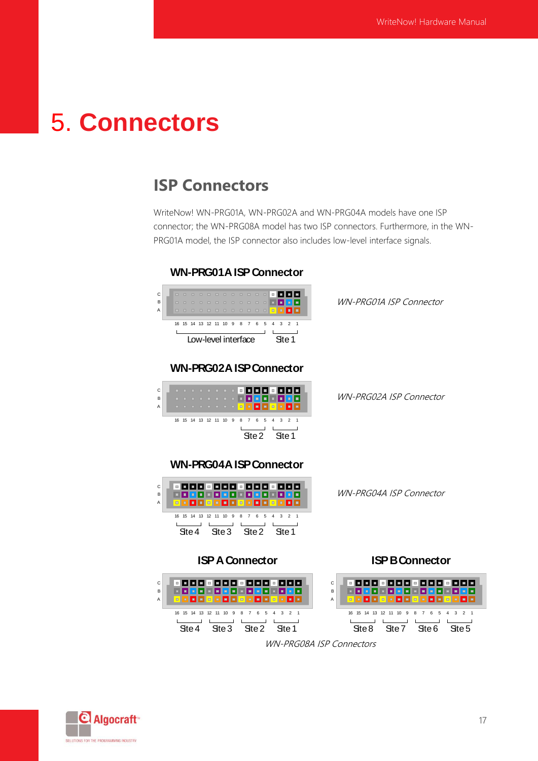# 5. Connectors

## ISP Connectors

WriteNow! WN-PRG01A, WN-PRG02A and WN-PRG04A models have one ISP connector; the WN-PRG08A model has two ISP connectors. Furthermore, in the WN-PRG01A model, the ISP connector also includes low-level interface signals.

**WN-PRG01A ISP Connector**

C
B
A

16 15 14 13 12 11 10 9 8 7 6 5 4 3 2 1

Low-level interface
Site 1

*WN-PRG01A ISP Connector*

**WN-PRG02A ISP Connector**

C
B
A

16 15 14 13 12 11 10 9 8 7 6 5 4 3 2 1

Site 2
Site 1

*WN-PRG02A ISP Connector*

**WN-PRG04A ISP Connector**

C
B
A

16 15 14 13 12 11 10 9 8 7 6 5 4 3 2 1

Site 4
Site 3
Site 2
Site 1

*WN-PRG04A ISP Connector*

**ISP A Connector**

C
B
A

16 15 14 13 12 11 10 9 8 7 6 5 4 3 2 1

Site 4
Site 3
Site 2
Site 1

**ISP B Connector**

C
B
A

16 15 14 13 12 11 10 9 8 7 6 5 4 3 2 1

Site 8
Site 7
Site 6
Site 5

*WN-PRG08A ISP Connectors*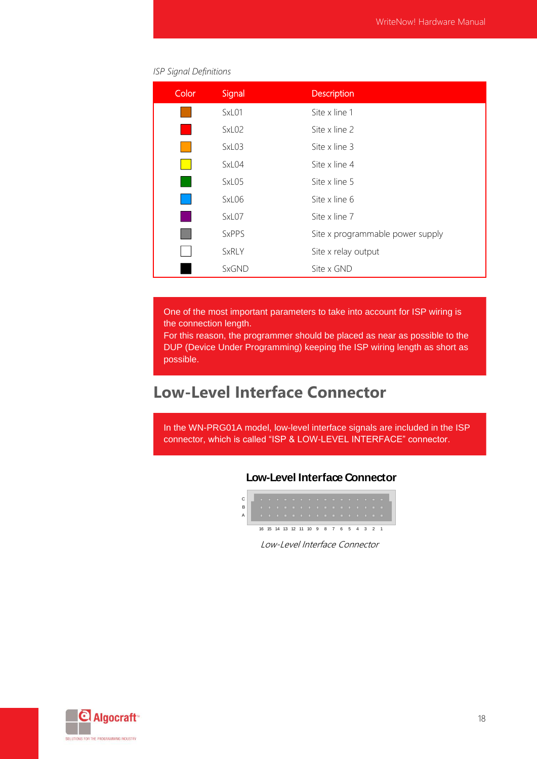*ISP Signal Definitions*

| Color | Signal | Description |
|---|---|---|
| | SxL01 | Site x line 1 |
| | SxL02 | Site x line 2 |
| | SxL03 | Site x line 3 |
| | SxL04 | Site x line 4 |
| | SxL05 | Site x line 5 |
| | SxL06 | Site x line 6 |
| | SxL07 | Site x line 7 |
| | SxPPS | Site x programmable power supply |
| | SxRLY | Site x relay output |
| | SxGND | Site x GND |

One of the most important parameters to take into account for ISP wiring is the connection length.
For this reason, the programmer should be placed as near as possible to the DUP (Device Under Programming) keeping the ISP wiring length as short as possible.

## Low-Level Interface Connector

In the WN-PRG01A model, low-level interface signals are included in the ISP connector, which is called "ISP & LOW-LEVEL INTERFACE" connector.

**Low-Level Interface Connector**

C
B
A

16 15 14 13 12 11 10 9 8 7 6 5 4 3 2 1

*Low-Level Interface Connector*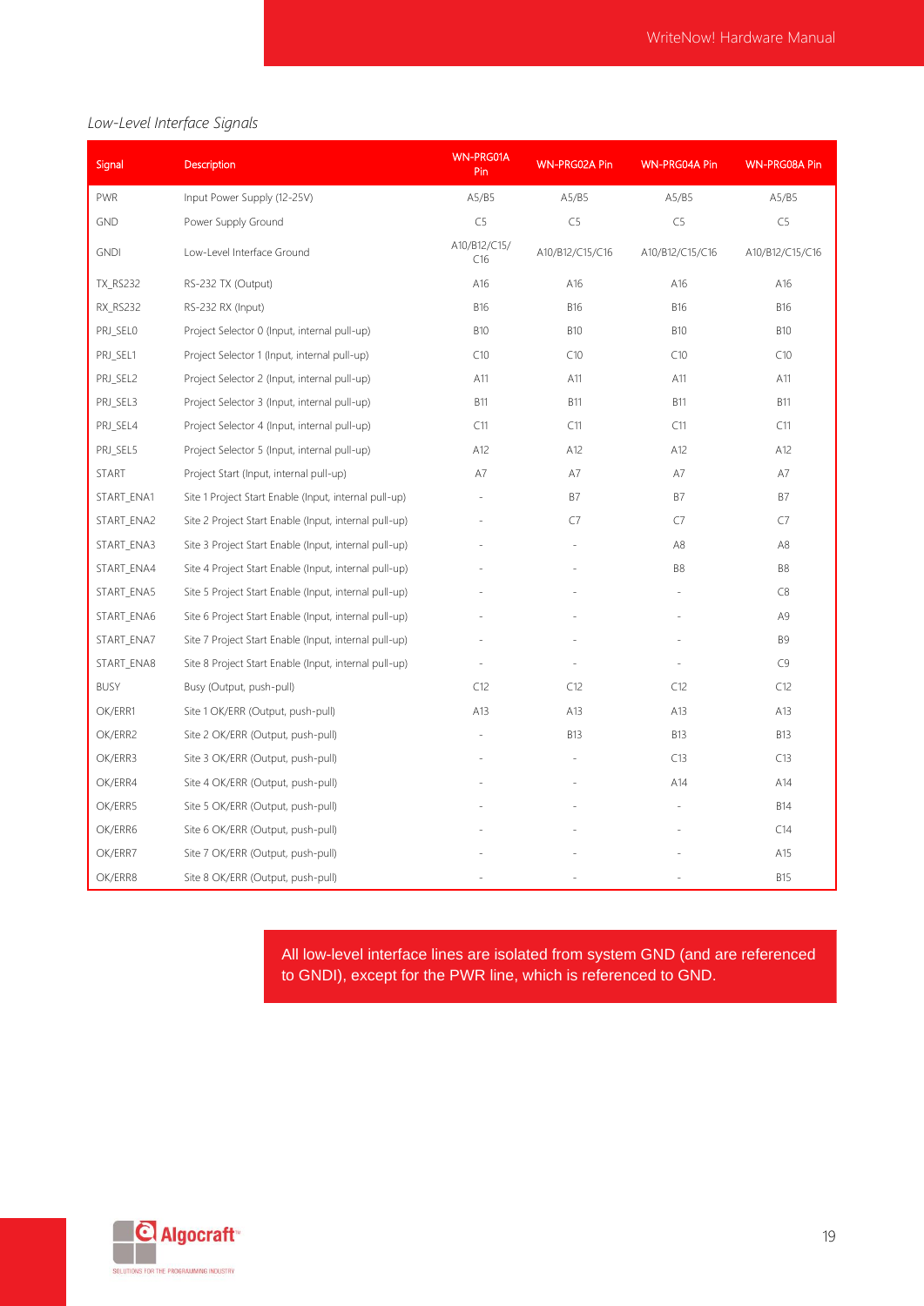*Low-Level Interface Signals*

| Signal | Description | WN-PRG01A Pin | WN-PRG02A Pin | WN-PRG04A Pin | WN-PRG08A Pin |
|---|---|---|---|---|---|
| PWR | Input Power Supply (12-25V) | A5/B5 | A5/B5 | A5/B5 | A5/B5 |
| GND | Power Supply Ground | C5 | C5 | C5 | C5 |
| GNDI | Low-Level Interface Ground | A10/B12/C15/C16 | A10/B12/C15/C16 | A10/B12/C15/C16 | A10/B12/C15/C16 |
| TX_RS232 | RS-232 TX (Output) | A16 | A16 | A16 | A16 |
| RX_RS232 | RS-232 RX (Input) | B16 | B16 | B16 | B16 |
| PRJ_SEL0 | Project Selector 0 (Input, internal pull-up) | B10 | B10 | B10 | B10 |
| PRJ_SEL1 | Project Selector 1 (Input, internal pull-up) | C10 | C10 | C10 | C10 |
| PRJ_SEL2 | Project Selector 2 (Input, internal pull-up) | A11 | A11 | A11 | A11 |
| PRJ_SEL3 | Project Selector 3 (Input, internal pull-up) | B11 | B11 | B11 | B11 |
| PRJ_SEL4 | Project Selector 4 (Input, internal pull-up) | C11 | C11 | C11 | C11 |
| PRJ_SEL5 | Project Selector 5 (Input, internal pull-up) | A12 | A12 | A12 | A12 |
| START | Project Start (Input, internal pull-up) | A7 | A7 | A7 | A7 |
| START_ENA1 | Site 1 Project Start Enable (Input, internal pull-up) | - | B7 | B7 | B7 |
| START_ENA2 | Site 2 Project Start Enable (Input, internal pull-up) | - | C7 | C7 | C7 |
| START_ENA3 | Site 3 Project Start Enable (Input, internal pull-up) | - | - | A8 | A8 |
| START_ENA4 | Site 4 Project Start Enable (Input, internal pull-up) | - | - | B8 | B8 |
| START_ENA5 | Site 5 Project Start Enable (Input, internal pull-up) | - | - | - | C8 |
| START_ENA6 | Site 6 Project Start Enable (Input, internal pull-up) | - | - | - | A9 |
| START_ENA7 | Site 7 Project Start Enable (Input, internal pull-up) | - | - | - | B9 |
| START_ENA8 | Site 8 Project Start Enable (Input, internal pull-up) | - | - | - | C9 |
| BUSY | Busy (Output, push-pull) | C12 | C12 | C12 | C12 |
| OK/ERR1 | Site 1 OK/ERR (Output, push-pull) | A13 | A13 | A13 | A13 |
| OK/ERR2 | Site 2 OK/ERR (Output, push-pull) | - | B13 | B13 | B13 |
| OK/ERR3 | Site 3 OK/ERR (Output, push-pull) | - | - | C13 | C13 |
| OK/ERR4 | Site 4 OK/ERR (Output, push-pull) | - | - | A14 | A14 |
| OK/ERR5 | Site 5 OK/ERR (Output, push-pull) | - | - | - | B14 |
| OK/ERR6 | Site 6 OK/ERR (Output, push-pull) | - | - | - | C14 |
| OK/ERR7 | Site 7 OK/ERR (Output, push-pull) | - | - | - | A15 |
| OK/ERR8 | Site 8 OK/ERR (Output, push-pull) | - | - | - | B15 |

All low-level interface lines are isolated from system GND (and are referenced to GNDI), except for the PWR line, which is referenced to GND.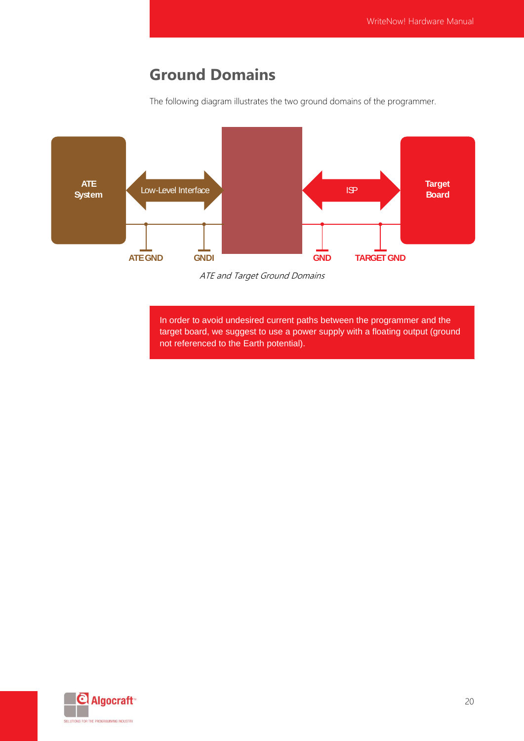## Ground Domains

The following diagram illustrates the two ground domains of the programmer.

ATE System

Low-Level Interface

ISP

Target Board

ATE GND

GNDI

GND

TARGET GND

*ATE and Target Ground Domains*

In order to avoid undesired current paths between the programmer and the target board, we suggest to use a power supply with a floating output (ground not referenced to the Earth potential).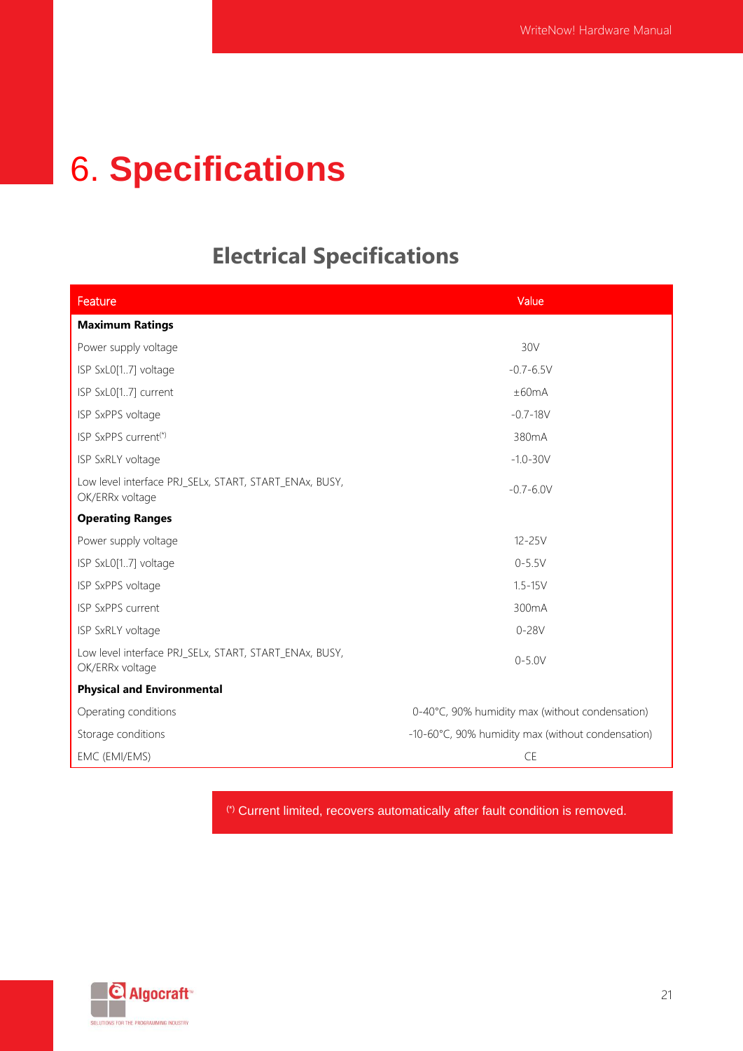# 6. Specifications

## Electrical Specifications

| Feature | Value |
|---|---|
| **Maximum Ratings** | |
| Power supply voltage | 30V |
| ISP SxL0[1..7] voltage | -0.7-6.5V |
| ISP SxL0[1..7] current | ±60mA |
| ISP SxPPS voltage | -0.7-18V |
| ISP SxPPS current(*) | 380mA |
| ISP SxRLY voltage | -1.0-30V |
| Low level interface PRJ_SELx, START, START_ENAx, BUSY, OK/ERRx voltage | -0.7-6.0V |
| **Operating Ranges** | |
| Power supply voltage | 12-25V |
| ISP SxL0[1..7] voltage | 0-5.5V |
| ISP SxPPS voltage | 1.5-15V |
| ISP SxPPS current | 300mA |
| ISP SxRLY voltage | 0-28V |
| Low level interface PRJ_SELx, START, START_ENAx, BUSY, OK/ERRx voltage | 0-5.0V |
| **Physical and Environmental** | |
| Operating conditions | 0-40°C, 90% humidity max (without condensation) |
| Storage conditions | -10-60°C, 90% humidity max (without condensation) |
| EMC (EMI/EMS) | CE |

(*) Current limited, recovers automatically after fault condition is removed.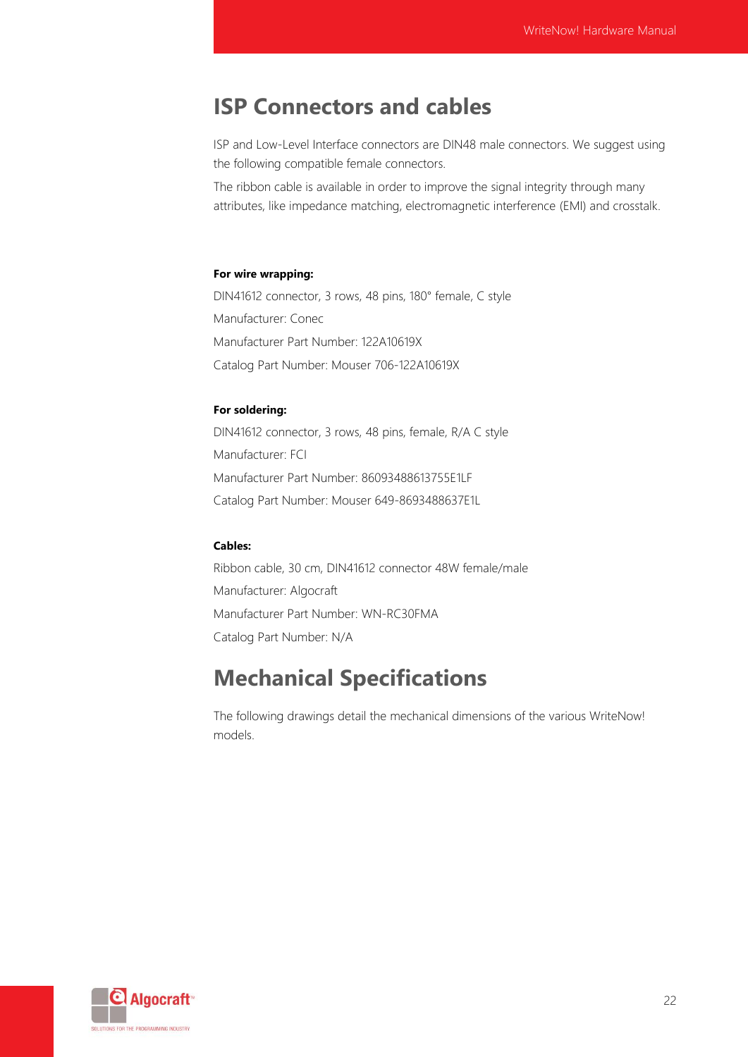## ISP Connectors and cables

ISP and Low-Level Interface connectors are DIN48 male connectors. We suggest using the following compatible female connectors.

The ribbon cable is available in order to improve the signal integrity through many attributes, like impedance matching, electromagnetic interference (EMI) and crosstalk.

**For wire wrapping:**

DIN41612 connector, 3 rows, 48 pins, 180° female, C style

Manufacturer: Conec

Manufacturer Part Number: 122A10619X

Catalog Part Number: Mouser 706-122A10619X

**For soldering:**

DIN41612 connector, 3 rows, 48 pins, female, R/A C style

Manufacturer: FCI

Manufacturer Part Number: 86093488613755E1LF

Catalog Part Number: Mouser 649-8693488637E1L

**Cables:**

Ribbon cable, 30 cm, DIN41612 connector 48W female/male

Manufacturer: Algocraft

Manufacturer Part Number: WN-RC30FMA

Catalog Part Number: N/A

## Mechanical Specifications

The following drawings detail the mechanical dimensions of the various WriteNow! models.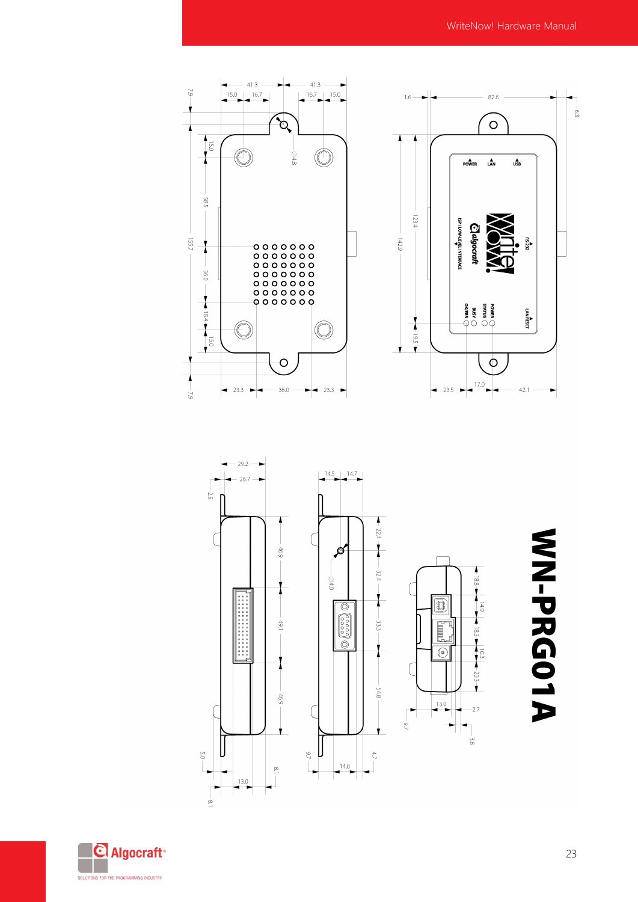# WN-PRG01A

41.3
41.3
15.0
16.7
16.7
15.0
7.9
15.0
∅4.8
58.5
155.7
36.0
18.4
15.0
7.9
23.3
36.0
23.3

1.6
82.6
6.3
POWER
LAN
USB
123.4
142.9
RS-232
ISP / LOW-LEVEL INTERFACE
WriteNow!
algocraft
LAN RESET
POWER
STATUS
BUSY
OK/ERR
19.5
23.5
17.0
42.1

29.2
26.7
2.5
46.9
49.1
46.9
5.0
13.0
8.1
8.1

14.5
14.7
22.4
∅4.0
32.4
33.3
54.8
9.7
14.8
4.7

18.8
14.9
18.3
10.3
20.3
13.0
2.7
9.7
3.8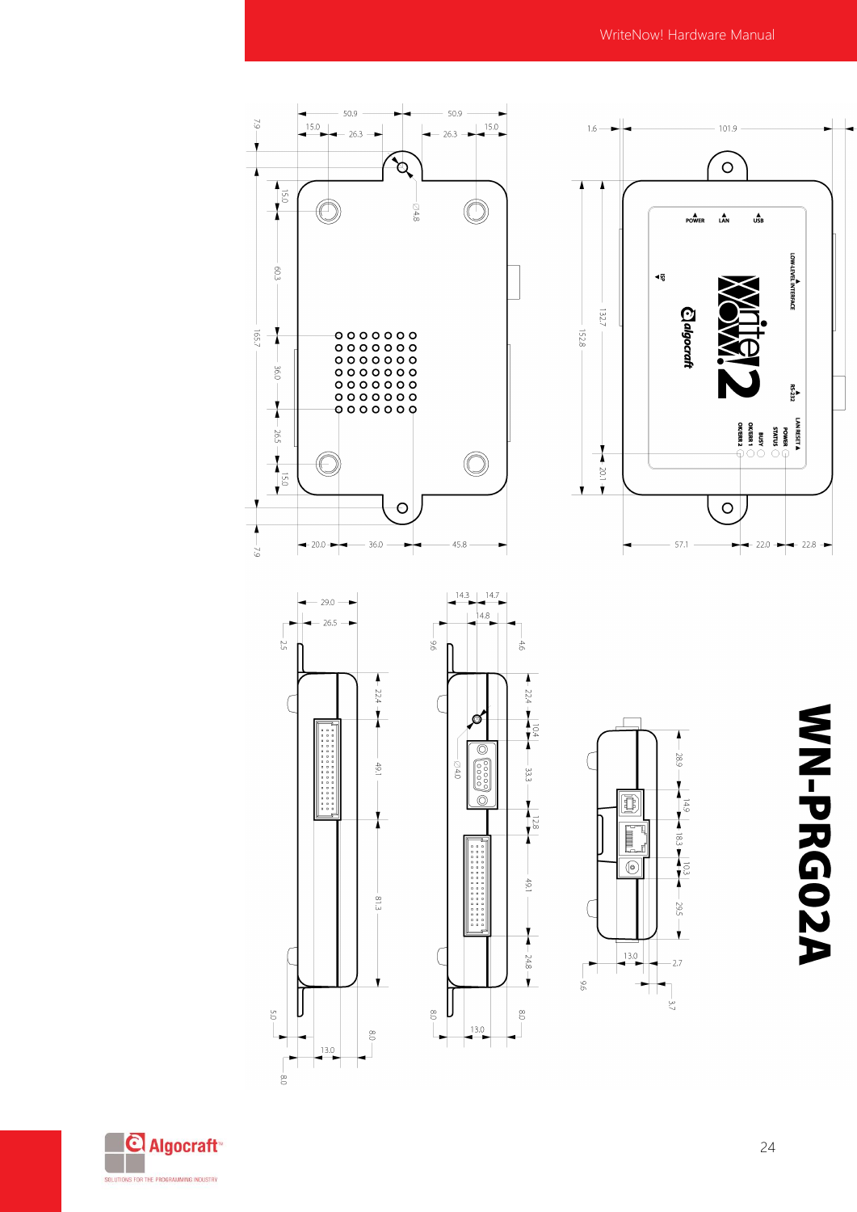# WN-PRG02A

POWER LAN USB

LOW-LEVEL INTERFACE

ISP

WriteNow!2

algocraft

RS-232

LAN RESET
POWER
STATUS
BUSY
OK/ERR 1
OK/ERR 2

50.9
15.0
26.3
50.9
26.3
15.0
7.9
15.0
∅4.8
60.3
165.7
36.0
26.5
15.0
7.9
20.0
36.0
45.8

1.6
101.9
132.7
152.8
20.1
57.1
22.0
22.8

29.0
26.5
2.5
22.4
49.1
81.3
5.0
13.0
8.0
8.0

14.3
14.7
14.8
9.6
4.6
22.4
10.4
∅4.0
33.3
12.8
49.1
24.8
8.0
13.0
8.0

28.9
14.9
18.3
10.3
29.5
13.0
2.7
9.6
3.7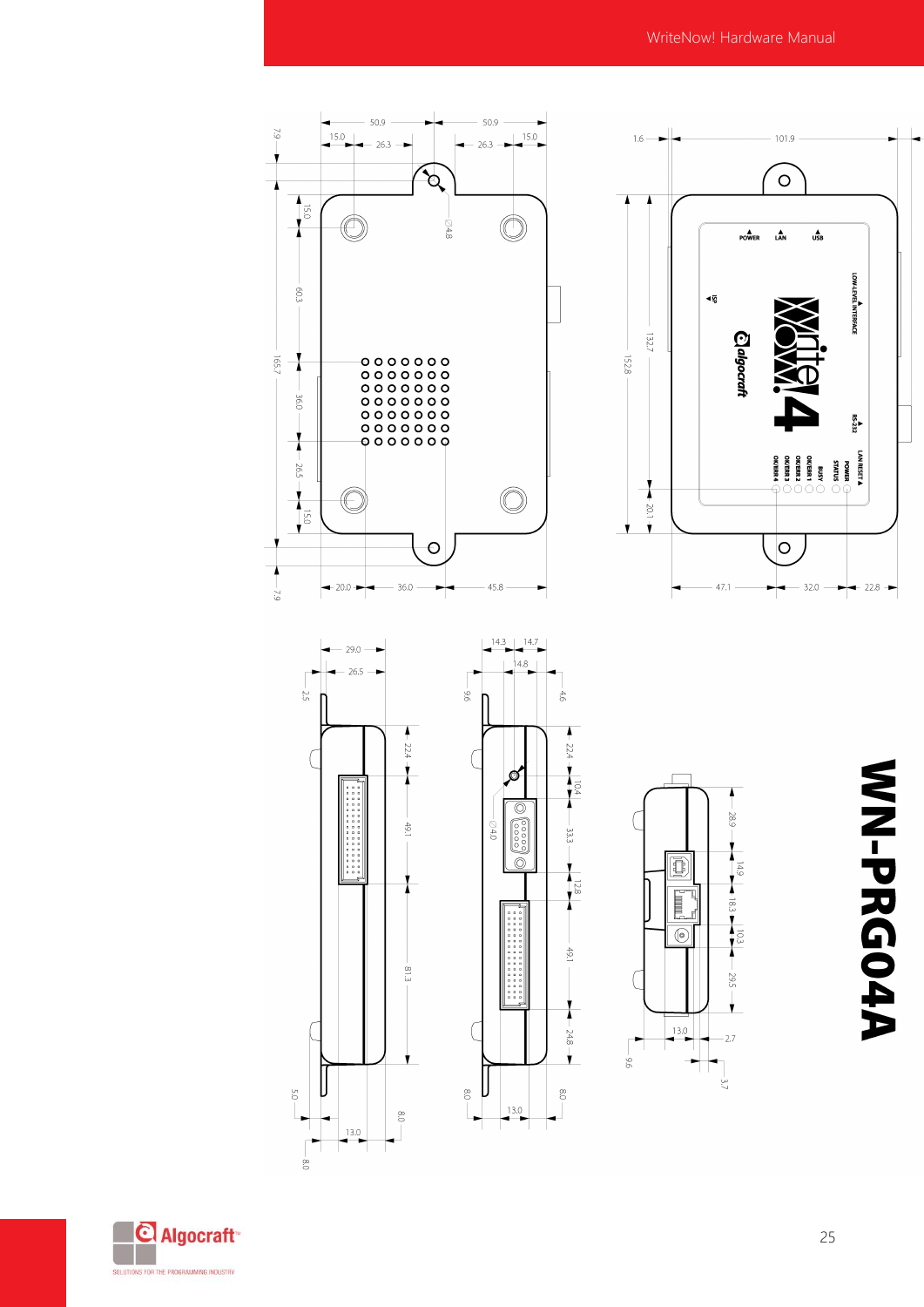WN-PRG04A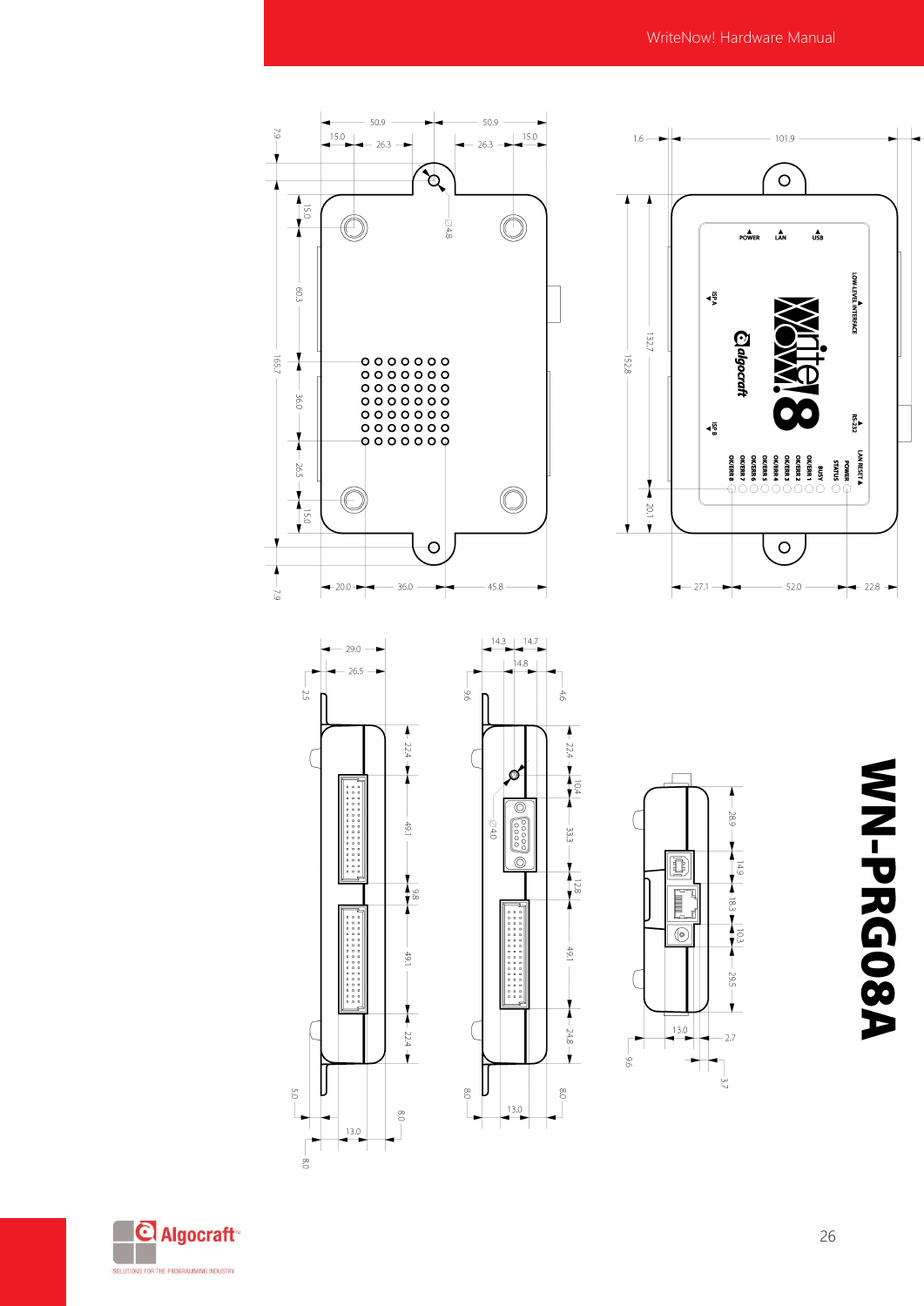# WN-PRG08A

50.9
50.9
15.0
26.3
26.3
15.0
7.9
∅4.8
15.0
60.3
165.7
36.0
26.5
15.0
7.9
20.0
36.0
45.8

1.6
101.9
132.7
152.8
20.1
27.1
52.0
22.8

POWER
LAN
USB
LOW-LEVEL INTERFACE
ISP A
ISP B
RS-232
LAN RESET
POWER
STATUS
BUSY
OK/ERR 1
OK/ERR 2
OK/ERR 3
OK/ERR 4
OK/ERR 5
OK/ERR 6
OK/ERR 7
OK/ERR 8
WriteNow! 8
algocraft

29.0
26.5
2.5
22.4
49.1
9.8
49.1
22.4
5.0
13.0
8.0
8.0

14.3
14.7
14.8
9.6
4.6
22.4
10.4
∅4.0
33.3
12.8
49.1
24.8
8.0
13.0
8.0

28.9
14.9
18.3
10.3
29.5
13.0
2.7
9.6
3.7